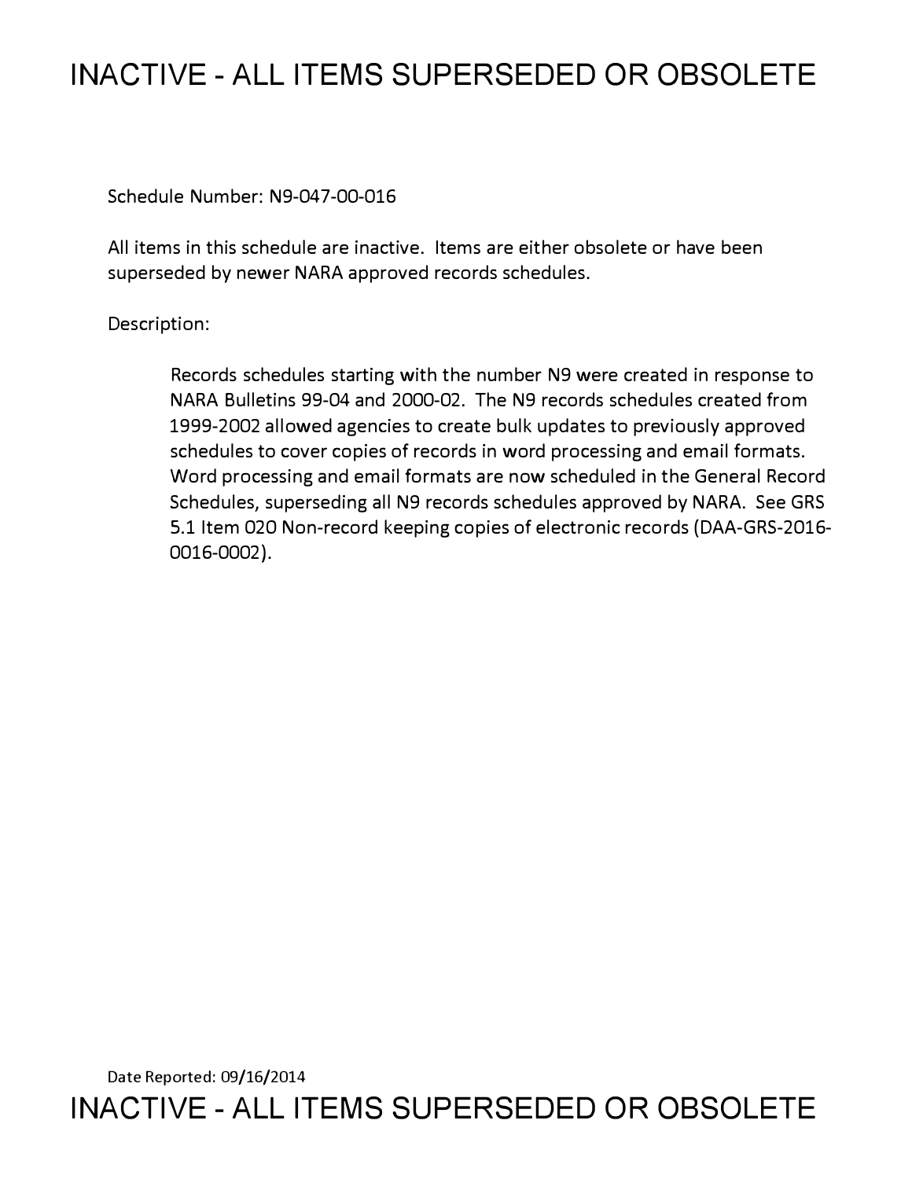# INACTIVE - ALL ITEMS SUPERSEDED OR OBSOLETE

Schedule Number: N9-047-00-016

All items in this schedule are inactive. Items are either obsolete or have been superseded by newer NARA approved records schedules.

Description:

> Records schedules starting with the number N9 were created in response to NARA Bulletins 99-04 and 2000-02. The N9 records schedules created from 1999-2002 allowed agencies to create bulk updates to previously approved schedules to cover copies of records in word processing and email formats. Word processing and email formats are now scheduled in the General Record Schedules, superseding all N9 records schedules approved by NARA. See GRS 5.1 Item 020 Non-record keeping copies of electronic records (DAA-GRS-2016-0016-0002).

Date Reported: 09/16/2014

INACTIVE - ALL ITEMS SUPERSEDED OR OBSOLETE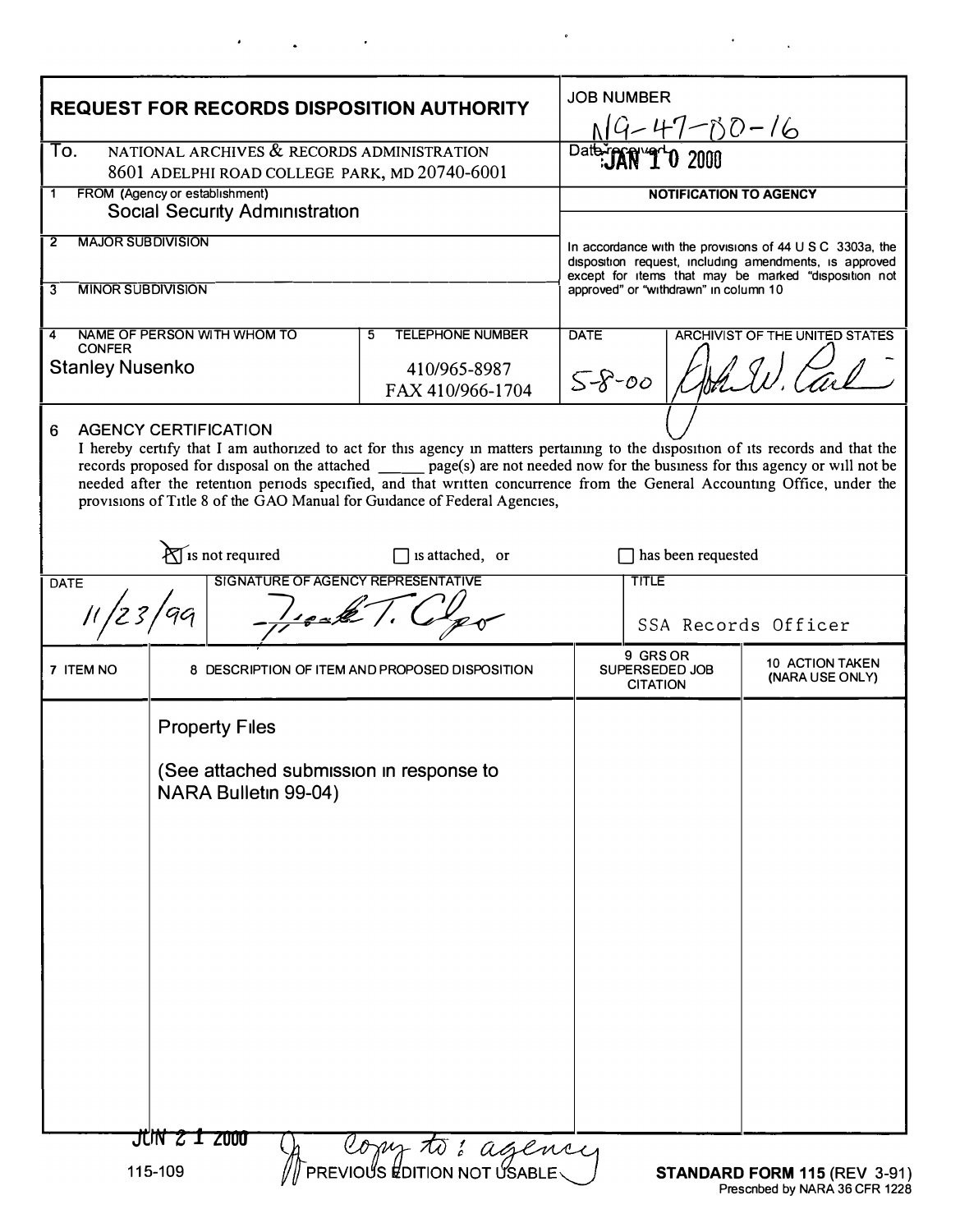# REQUEST FOR RECORDS DISPOSITION AUTHORITY

**JOB NUMBER** N1-47-00-16

**Date received** JAN 10 2000

**To.** NATIONAL ARCHIVES & RECORDS ADMINISTRATION
8601 ADELPHI ROAD COLLEGE PARK, MD 20740-6001

**1 FROM (Agency or establishment)**
Social Security Administration

**2 MAJOR SUBDIVISION**

**3 MINOR SUBDIVISION**

**4 NAME OF PERSON WITH WHOM TO CONFER**
Stanley Nusenko

**5 TELEPHONE NUMBER**
410/965-8987
FAX 410/966-1704

**NOTIFICATION TO AGENCY**

In accordance with the provisions of 44 U S C 3303a, the disposition request, including amendments, is approved except for items that may be marked "disposition not approved" or "withdrawn" in column 10

**DATE** 5-8-00

**ARCHIVIST OF THE UNITED STATES** John W. Carlin

**6 AGENCY CERTIFICATION**

I hereby certify that I am authorized to act for this agency in matters pertaining to the disposition of its records and that the records proposed for disposal on the attached ______ page(s) are not needed now for the business for this agency or will not be needed after the retention periods specified, and that written concurrence from the General Accounting Office, under the provisions of Title 8 of the GAO Manual for Guidance of Federal Agencies,

☒ is not required ☐ is attached, or ☐ has been requested

| DATE | SIGNATURE OF AGENCY REPRESENTATIVE | TITLE |
|---|---|---|
| 11/23/99 | Frank T. Clapp | SSA Records Officer |

| 7 ITEM NO | 8 DESCRIPTION OF ITEM AND PROPOSED DISPOSITION | 9 GRS OR SUPERSEDED JOB CITATION | 10 ACTION TAKEN (NARA USE ONLY) |
|---|---|---|---|
| | Property Files<br><br>(See attached submission in response to NARA Bulletin 99-04) | | |

JUN 21 2000 — Copy to: agency

115-109 PREVIOUS EDITION NOT USABLE

**STANDARD FORM 115** (REV 3-91)
Prescribed by NARA 36 CFR 1228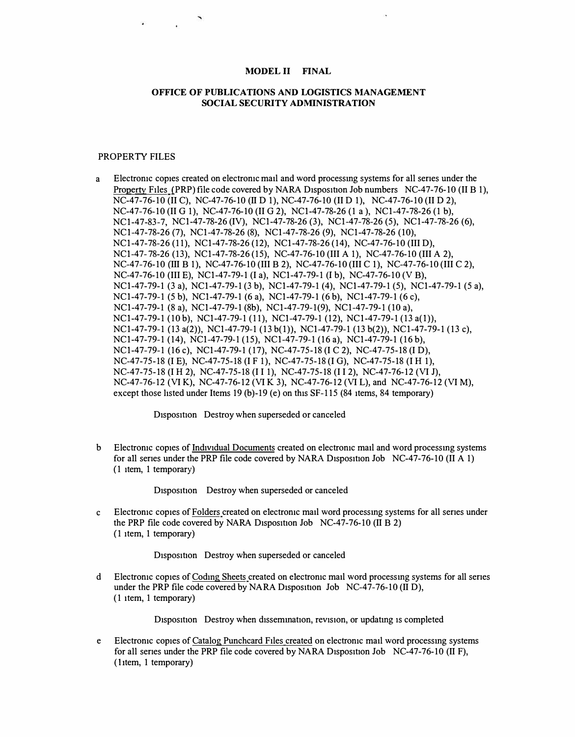**MODEL II FINAL**

**OFFICE OF PUBLICATIONS AND LOGISTICS MANAGEMENT**
**SOCIAL SECURITY ADMINISTRATION**

PROPERTY FILES

a Electronic copies created on electronic mail and word processing systems for all series under the Property Files (PRP) file code covered by NARA Disposition Job numbers NC-47-76-10 (II B 1), NC-47-76-10 (II C), NC-47-76-10 (II D 1), NC-47-76-10 (II D 1), NC-47-76-10 (II D 2), NC-47-76-10 (II G 1), NC-47-76-10 (II G 2), NC1-47-78-26 (1 a ), NC1-47-78-26 (1 b), NC1-47-83-7, NC1-47-78-26 (IV), NC1-47-78-26 (3), NC1-47-78-26 (5), NC1-47-78-26 (6), NC1-47-78-26 (7), NC1-47-78-26 (8), NC1-47-78-26 (9), NC1-47-78-26 (10), NC1-47-78-26 (11), NC1-47-78-26 (12), NC1-47-78-26 (14), NC-47-76-10 (III D), NC1-47- 78-26 (13), NC1-47-78-26 (15), NC-47-76-10 (III A 1), NC-47-76-10 (III A 2), NC-47-76-10 (III B 1), NC-47-76-10 (III B 2), NC-47-76-10 (III C 1), NC-47-76-10 (III C 2), NC-47-76-10 (III E), NC1-47-79-1 (I a), NC1-47-79-1 (I b), NC-47-76-10 (V B), NC1-47-79-1 (3 a), NC1-47-79-1 (3 b), NC1-47-79-1 (4), NC1-47-79-1 (5), NC1-47-79-1 (5 a), NC1-47-79-1 (5 b), NC1-47-79-1 (6 a), NC1-47-79-1 (6 b), NC1-47-79-1 (6 c), NC1-47-79-1 (8 a), NC1-47-79-1 (8b), NC1-47-79-1(9), NC1-47-79-1 (10 a), NC1-47-79-1 (10 b), NC1-47-79-1 (11), NC1-47-79-1 (12), NC1-47-79-1 (13 a(1)), NC1-47-79-1 (13 a(2)), NC1-47-79-1 (13 b(1)), NC1-47-79-1 (13 b(2)), NC1-47-79-1 (13 c), NC1-47-79-1 (14), NC1-47-79-1 (15), NC1-47-79-1 (16 a), NC1-47-79-1 (16 b), NC1-47-79-1 (16 c), NC1-47-79-1 (17), NC-47-75-18 (I C 2), NC-47-75-18 (I D), NC-47-75-18 (I E), NC-47-75-18 (I F 1), NC-47-75-18 (I G), NC-47-75-18 (I H 1), NC-47-75-18 (I H 2), NC-47-75-18 (I I 1), NC-47-75-18 (I I 2), NC-47-76-12 (VI J), NC-47-76-12 (VI K), NC-47-76-12 (VI K 3), NC-47-76-12 (VI L), and NC-47-76-12 (VI M), except those listed under Items 19 (b)-19 (e) on this SF-115 (84 items, 84 temporary)

Disposition Destroy when superseded or canceled

b Electronic copies of Individual Documents created on electronic mail and word processing systems for all series under the PRP file code covered by NARA Disposition Job NC-47-76-10 (II A 1) (1 item, 1 temporary)

Disposition Destroy when superseded or canceled

c Electronic copies of Folders created on electronic mail word processing systems for all series under the PRP file code covered by NARA Disposition Job NC-47-76-10 (II B 2) (1 item, 1 temporary)

Disposition Destroy when superseded or canceled

d Electronic copies of Coding Sheets created on electronic mail word processing systems for all series under the PRP file code covered by NARA Disposition Job NC-47-76-10 (II D), (1 item, 1 temporary)

Disposition Destroy when dissemination, revision, or updating is completed

e Electronic copies of Catalog Punchcard Files created on electronic mail word processing systems for all series under the PRP file code covered by NARA Disposition Job NC-47-76-10 (II F), (1item, 1 temporary)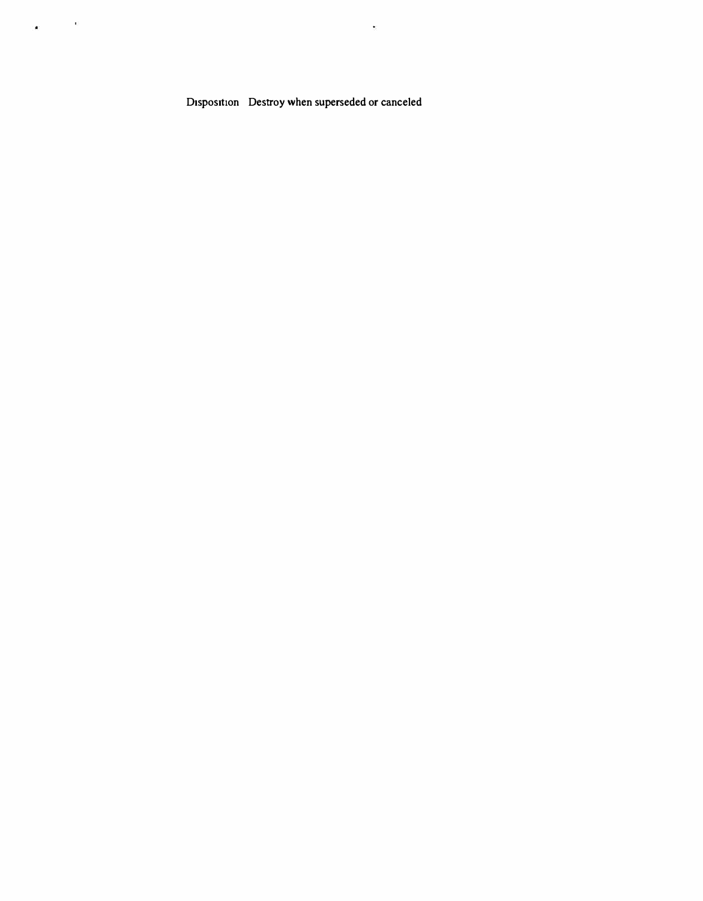Disposition Destroy when superseded or canceled